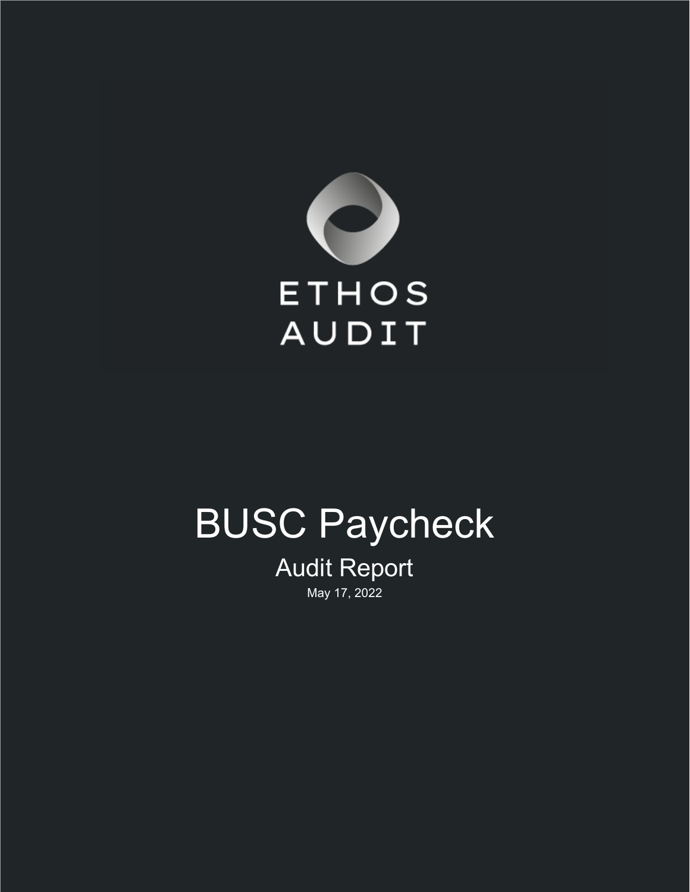ETHOS AUDIT

# BUSC Paycheck

## Audit Report

May 17, 2022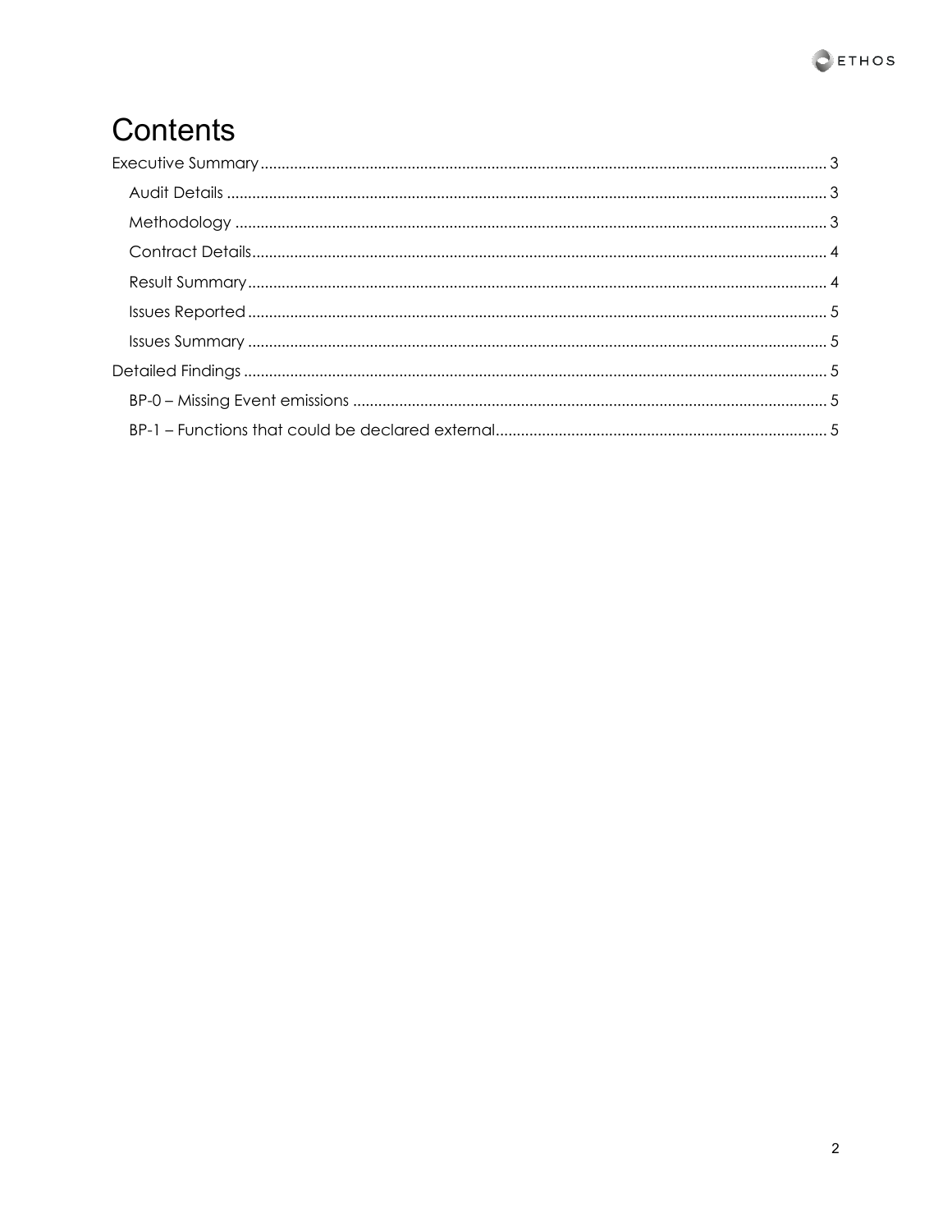# Contents

- Executive Summary ..... 3
  - Audit Details ..... 3
  - Methodology ..... 3
  - Contract Details ..... 4
  - Result Summary ..... 4
  - Issues Reported ..... 5
  - Issues Summary ..... 5
- Detailed Findings ..... 5
  - BP-0 – Missing Event emissions ..... 5
  - BP-1 – Functions that could be declared external ..... 5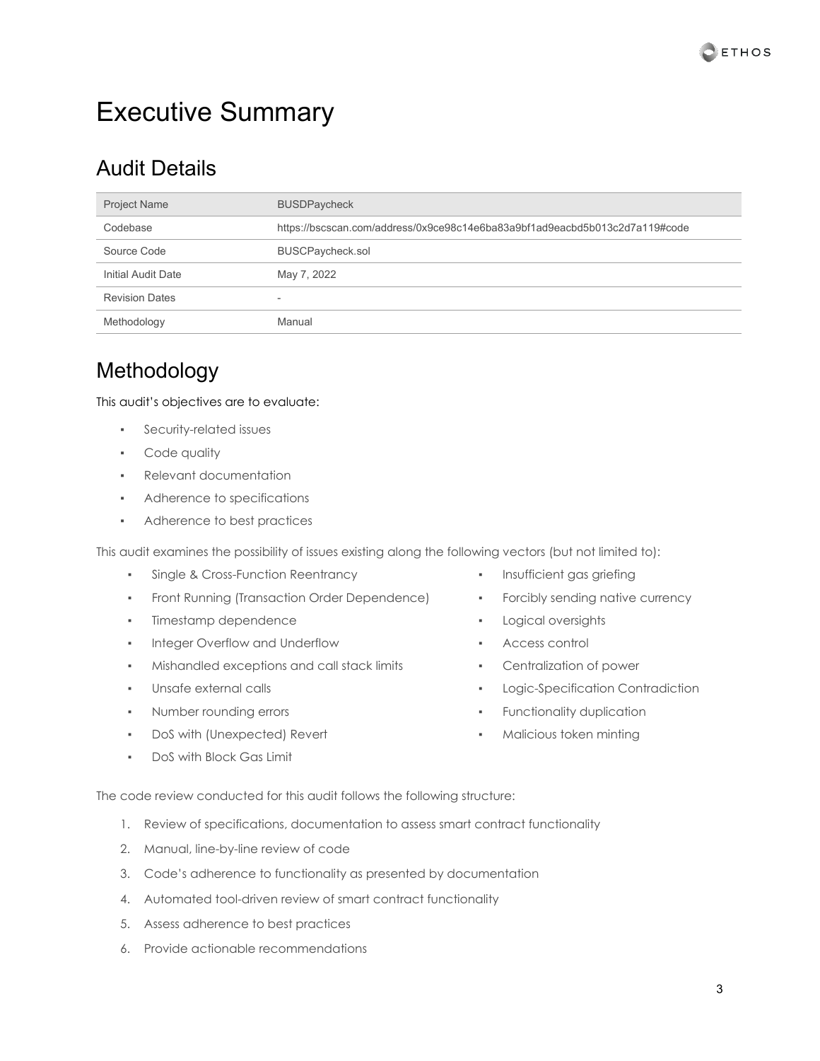# Executive Summary

## Audit Details

| Project Name | BUSDPaycheck |
|---|---|
| Codebase | https://bscscan.com/address/0x9ce98c14e6ba83a9bf1ad9eacbd5b013c2d7a119#code |
| Source Code | BUSCPaycheck.sol |
| Initial Audit Date | May 7, 2022 |
| Revision Dates | - |
| Methodology | Manual |

## Methodology

This audit's objectives are to evaluate:

- Security-related issues
- Code quality
- Relevant documentation
- Adherence to specifications
- Adherence to best practices

This audit examines the possibility of issues existing along the following vectors (but not limited to):

- Single & Cross-Function Reentrancy
- Front Running (Transaction Order Dependence)
- Timestamp dependence
- Integer Overflow and Underflow
- Mishandled exceptions and call stack limits
- Unsafe external calls
- Number rounding errors
- DoS with (Unexpected) Revert
- DoS with Block Gas Limit
- Insufficient gas griefing
- Forcibly sending native currency
- Logical oversights
- Access control
- Centralization of power
- Logic-Specification Contradiction
- Functionality duplication
- Malicious token minting

The code review conducted for this audit follows the following structure:

1. Review of specifications, documentation to assess smart contract functionality
2. Manual, line-by-line review of code
3. Code's adherence to functionality as presented by documentation
4. Automated tool-driven review of smart contract functionality
5. Assess adherence to best practices
6. Provide actionable recommendations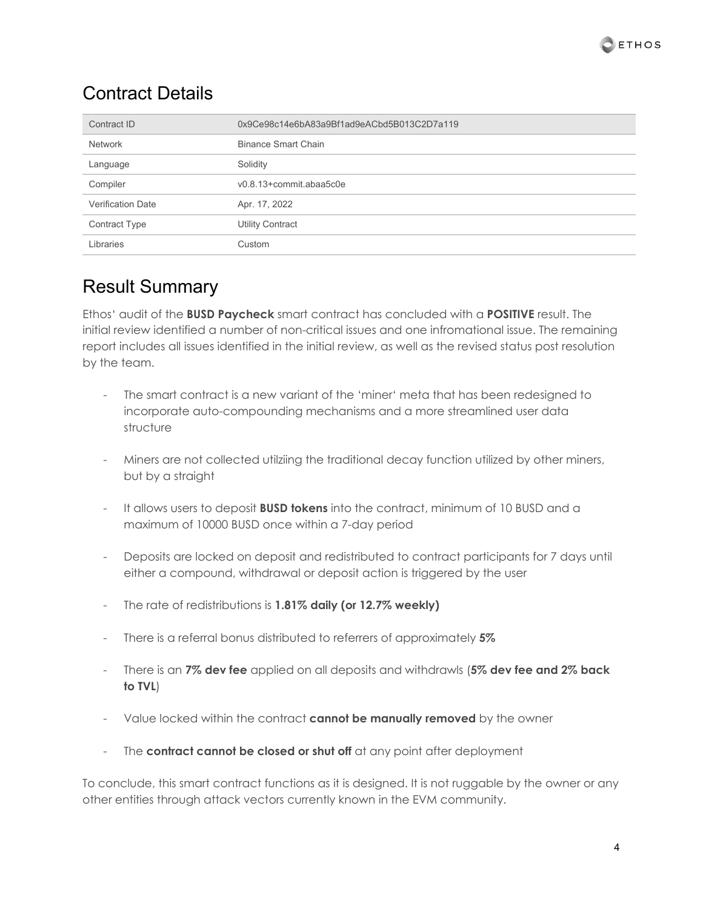## Contract Details

| Contract ID | 0x9Ce98c14e6bA83a9Bf1ad9eACbd5B013C2D7a119 |
|---|---|
| Network | Binance Smart Chain |
| Language | Solidity |
| Compiler | v0.8.13+commit.abaa5c0e |
| Verification Date | Apr. 17, 2022 |
| Contract Type | Utility Contract |
| Libraries | Custom |

## Result Summary

Ethos' audit of the **BUSD Paycheck** smart contract has concluded with a **POSITIVE** result. The initial review identified a number of non-critical issues and one infromational issue. The remaining report includes all issues identified in the initial review, as well as the revised status post resolution by the team.

- The smart contract is a new variant of the 'miner' meta that has been redesigned to incorporate auto-compounding mechanisms and a more streamlined user data structure
- Miners are not collected utilziing the traditional decay function utilized by other miners, but by a straight
- It allows users to deposit **BUSD tokens** into the contract, minimum of 10 BUSD and a maximum of 10000 BUSD once within a 7-day period
- Deposits are locked on deposit and redistributed to contract participants for 7 days until either a compound, withdrawal or deposit action is triggered by the user
- The rate of redistributions is **1.81% daily (or 12.7% weekly)**
- There is a referral bonus distributed to referrers of approximately **5%**
- There is an **7% dev fee** applied on all deposits and withdrawls (**5% dev fee and 2% back to TVL**)
- Value locked within the contract **cannot be manually removed** by the owner
- The **contract cannot be closed or shut off** at any point after deployment

To conclude, this smart contract functions as it is designed. It is not ruggable by the owner or any other entities through attack vectors currently known in the EVM community.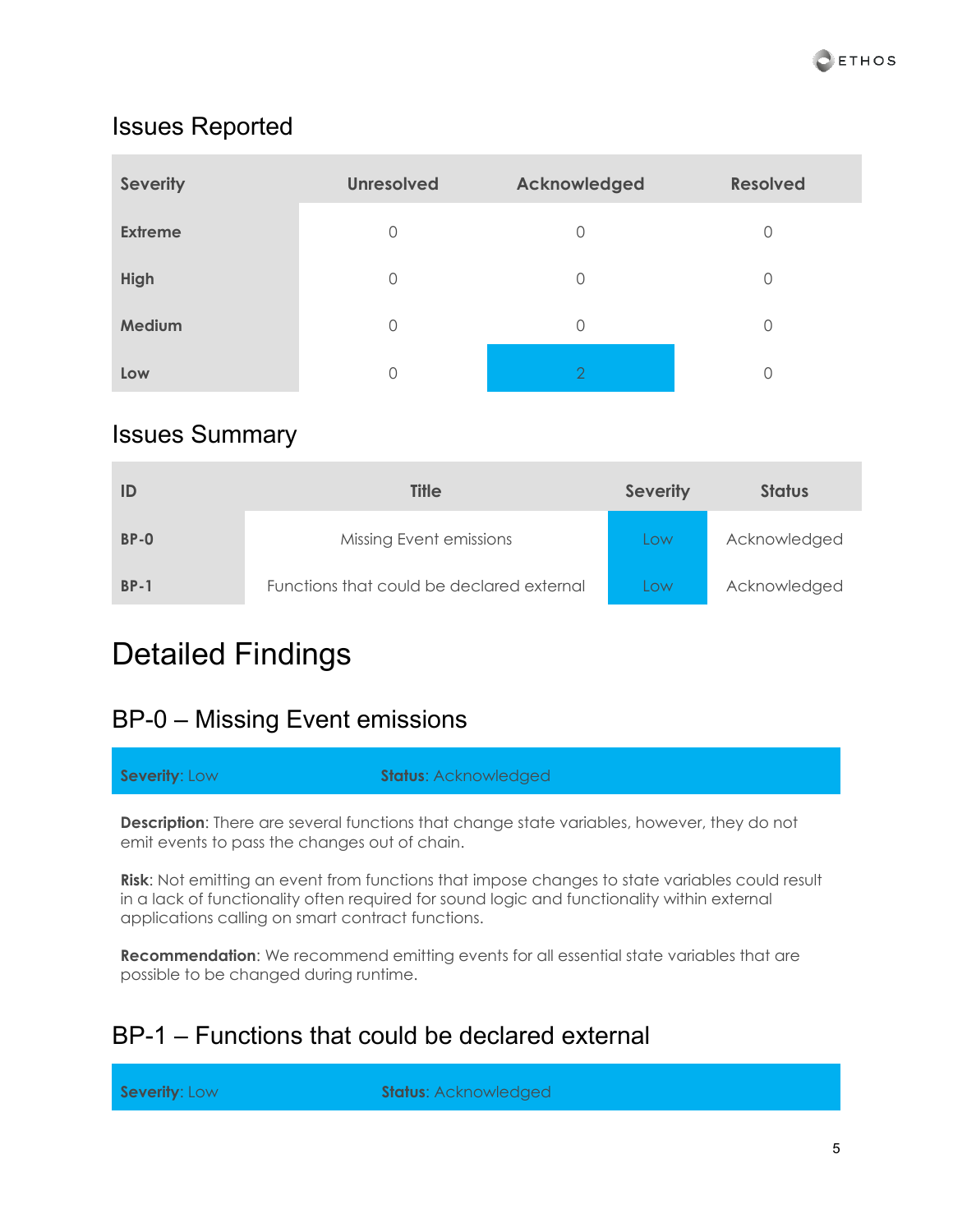## Issues Reported

| Severity | Unresolved | Acknowledged | Resolved |
|---|---|---|---|
| Extreme | 0 | 0 | 0 |
| High | 0 | 0 | 0 |
| Medium | 0 | 0 | 0 |
| Low | 0 | 2 | 0 |

## Issues Summary

| ID | Title | Severity | Status |
|---|---|---|---|
| BP-0 | Missing Event emissions | Low | Acknowledged |
| BP-1 | Functions that could be declared external | Low | Acknowledged |

# Detailed Findings

## BP-0 – Missing Event emissions

**Severity**: Low **Status**: Acknowledged

**Description**: There are several functions that change state variables, however, they do not emit events to pass the changes out of chain.

**Risk**: Not emitting an event from functions that impose changes to state variables could result in a lack of functionality often required for sound logic and functionality within external applications calling on smart contract functions.

**Recommendation**: We recommend emitting events for all essential state variables that are possible to be changed during runtime.

## BP-1 – Functions that could be declared external

**Severity**: Low **Status**: Acknowledged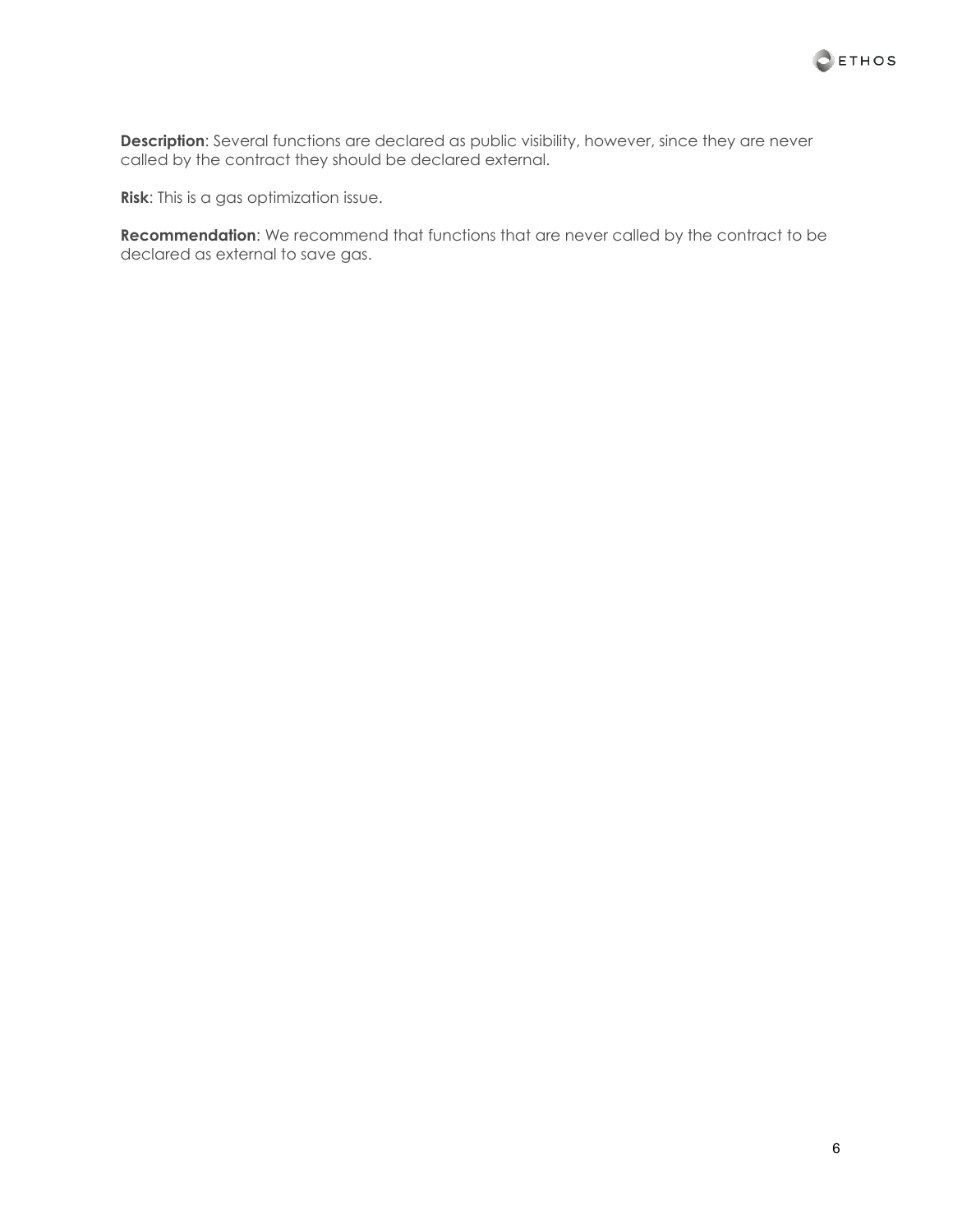**Description**: Several functions are declared as public visibility, however, since they are never called by the contract they should be declared external.

**Risk**: This is a gas optimization issue.

**Recommendation**: We recommend that functions that are never called by the contract to be declared as external to save gas.